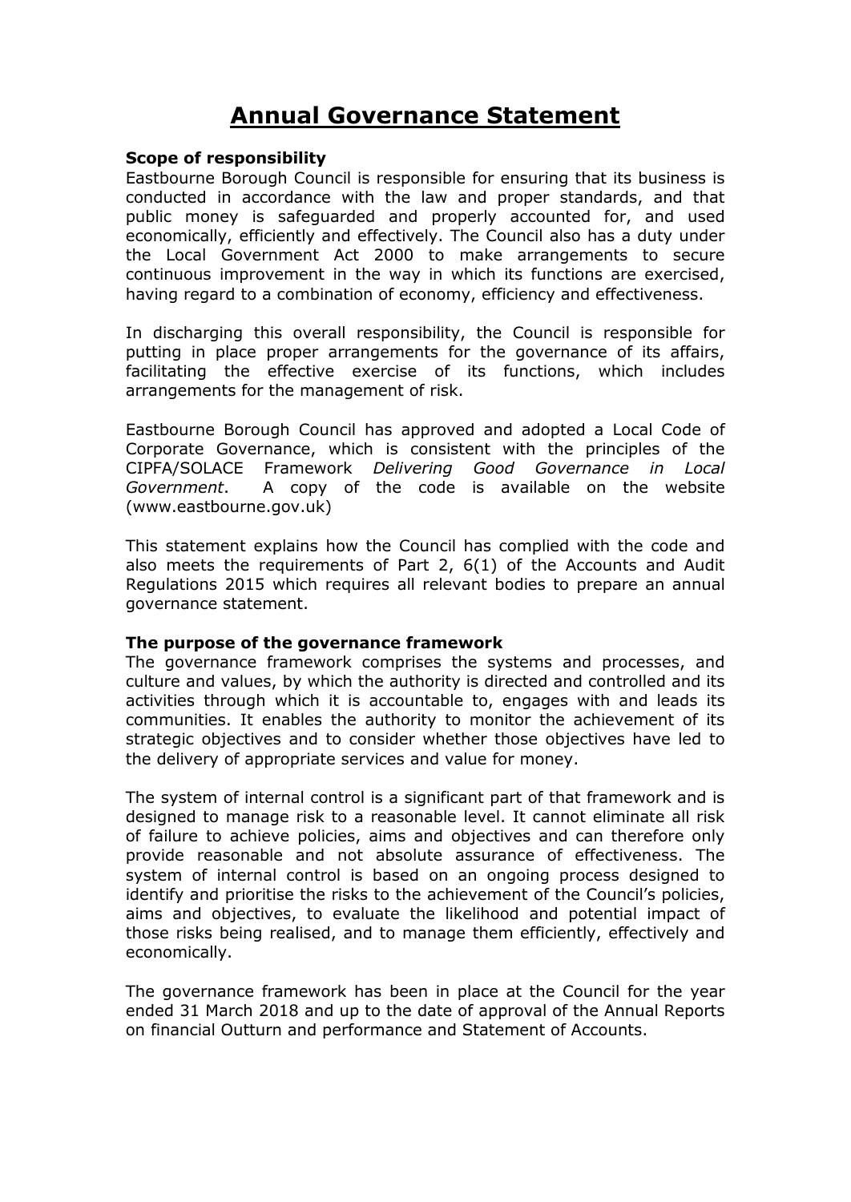# Annual Governance Statement

**Scope of responsibility**

Eastbourne Borough Council is responsible for ensuring that its business is conducted in accordance with the law and proper standards, and that public money is safeguarded and properly accounted for, and used economically, efficiently and effectively. The Council also has a duty under the Local Government Act 2000 to make arrangements to secure continuous improvement in the way in which its functions are exercised, having regard to a combination of economy, efficiency and effectiveness.

In discharging this overall responsibility, the Council is responsible for putting in place proper arrangements for the governance of its affairs, facilitating the effective exercise of its functions, which includes arrangements for the management of risk.

Eastbourne Borough Council has approved and adopted a Local Code of Corporate Governance, which is consistent with the principles of the CIPFA/SOLACE Framework *Delivering Good Governance in Local Government*. A copy of the code is available on the website (www.eastbourne.gov.uk)

This statement explains how the Council has complied with the code and also meets the requirements of Part 2, 6(1) of the Accounts and Audit Regulations 2015 which requires all relevant bodies to prepare an annual governance statement.

**The purpose of the governance framework**

The governance framework comprises the systems and processes, and culture and values, by which the authority is directed and controlled and its activities through which it is accountable to, engages with and leads its communities. It enables the authority to monitor the achievement of its strategic objectives and to consider whether those objectives have led to the delivery of appropriate services and value for money.

The system of internal control is a significant part of that framework and is designed to manage risk to a reasonable level. It cannot eliminate all risk of failure to achieve policies, aims and objectives and can therefore only provide reasonable and not absolute assurance of effectiveness. The system of internal control is based on an ongoing process designed to identify and prioritise the risks to the achievement of the Council's policies, aims and objectives, to evaluate the likelihood and potential impact of those risks being realised, and to manage them efficiently, effectively and economically.

The governance framework has been in place at the Council for the year ended 31 March 2018 and up to the date of approval of the Annual Reports on financial Outturn and performance and Statement of Accounts.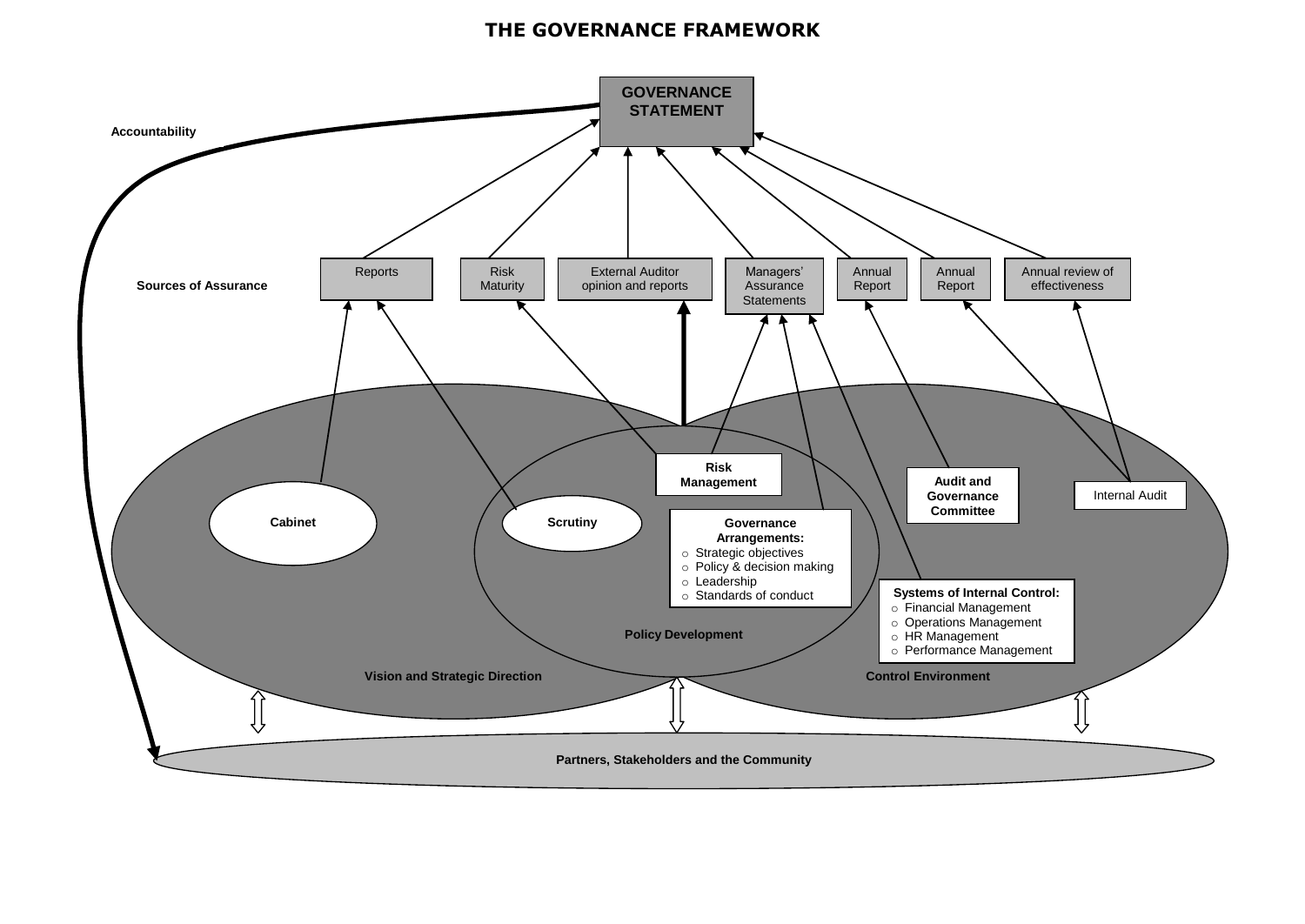# THE GOVERNANCE FRAMEWORK

**GOVERNANCE STATEMENT**

**Accountability**

**Sources of Assurance**

Reports

Risk Maturity

External Auditor opinion and reports

Managers' Assurance Statements

Annual Report

Annual Report

Annual review of effectiveness

**Risk Management**

**Audit and Governance Committee**

Internal Audit

**Cabinet**

**Scrutiny**

**Governance Arrangements:**

- Strategic objectives
- Policy & decision making
- Leadership
- Standards of conduct

**Systems of Internal Control:**

- Financial Management
- Operations Management
- HR Management
- Performance Management

**Policy Development**

**Vision and Strategic Direction**

**Control Environment**

**Partners, Stakeholders and the Community**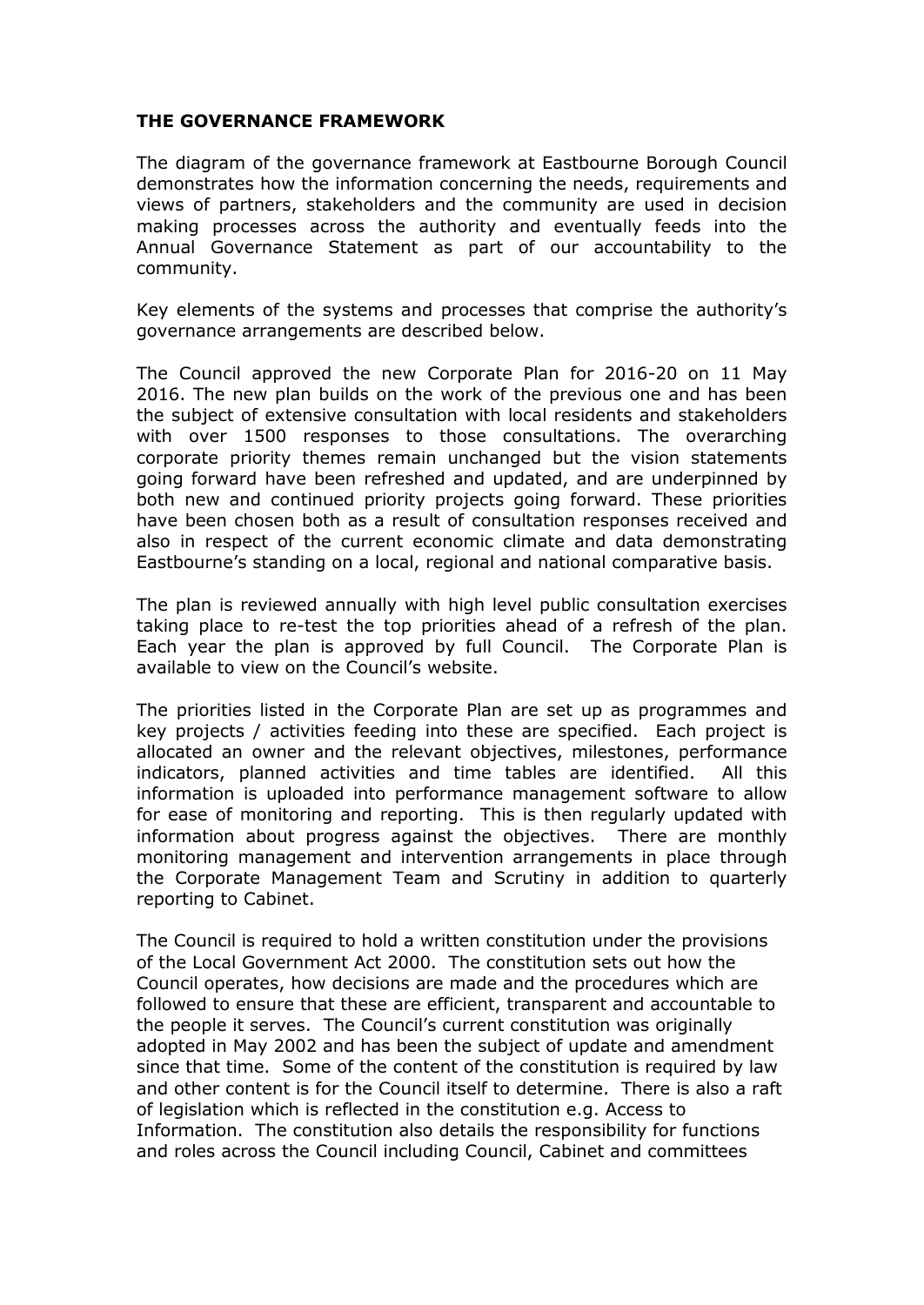**THE GOVERNANCE FRAMEWORK**

The diagram of the governance framework at Eastbourne Borough Council demonstrates how the information concerning the needs, requirements and views of partners, stakeholders and the community are used in decision making processes across the authority and eventually feeds into the Annual Governance Statement as part of our accountability to the community.

Key elements of the systems and processes that comprise the authority's governance arrangements are described below.

The Council approved the new Corporate Plan for 2016-20 on 11 May 2016. The new plan builds on the work of the previous one and has been the subject of extensive consultation with local residents and stakeholders with over 1500 responses to those consultations. The overarching corporate priority themes remain unchanged but the vision statements going forward have been refreshed and updated, and are underpinned by both new and continued priority projects going forward. These priorities have been chosen both as a result of consultation responses received and also in respect of the current economic climate and data demonstrating Eastbourne's standing on a local, regional and national comparative basis.

The plan is reviewed annually with high level public consultation exercises taking place to re-test the top priorities ahead of a refresh of the plan. Each year the plan is approved by full Council. The Corporate Plan is available to view on the Council's website.

The priorities listed in the Corporate Plan are set up as programmes and key projects / activities feeding into these are specified. Each project is allocated an owner and the relevant objectives, milestones, performance indicators, planned activities and time tables are identified. All this information is uploaded into performance management software to allow for ease of monitoring and reporting. This is then regularly updated with information about progress against the objectives. There are monthly monitoring management and intervention arrangements in place through the Corporate Management Team and Scrutiny in addition to quarterly reporting to Cabinet.

The Council is required to hold a written constitution under the provisions of the Local Government Act 2000. The constitution sets out how the Council operates, how decisions are made and the procedures which are followed to ensure that these are efficient, transparent and accountable to the people it serves. The Council's current constitution was originally adopted in May 2002 and has been the subject of update and amendment since that time. Some of the content of the constitution is required by law and other content is for the Council itself to determine. There is also a raft of legislation which is reflected in the constitution e.g. Access to Information. The constitution also details the responsibility for functions and roles across the Council including Council, Cabinet and committees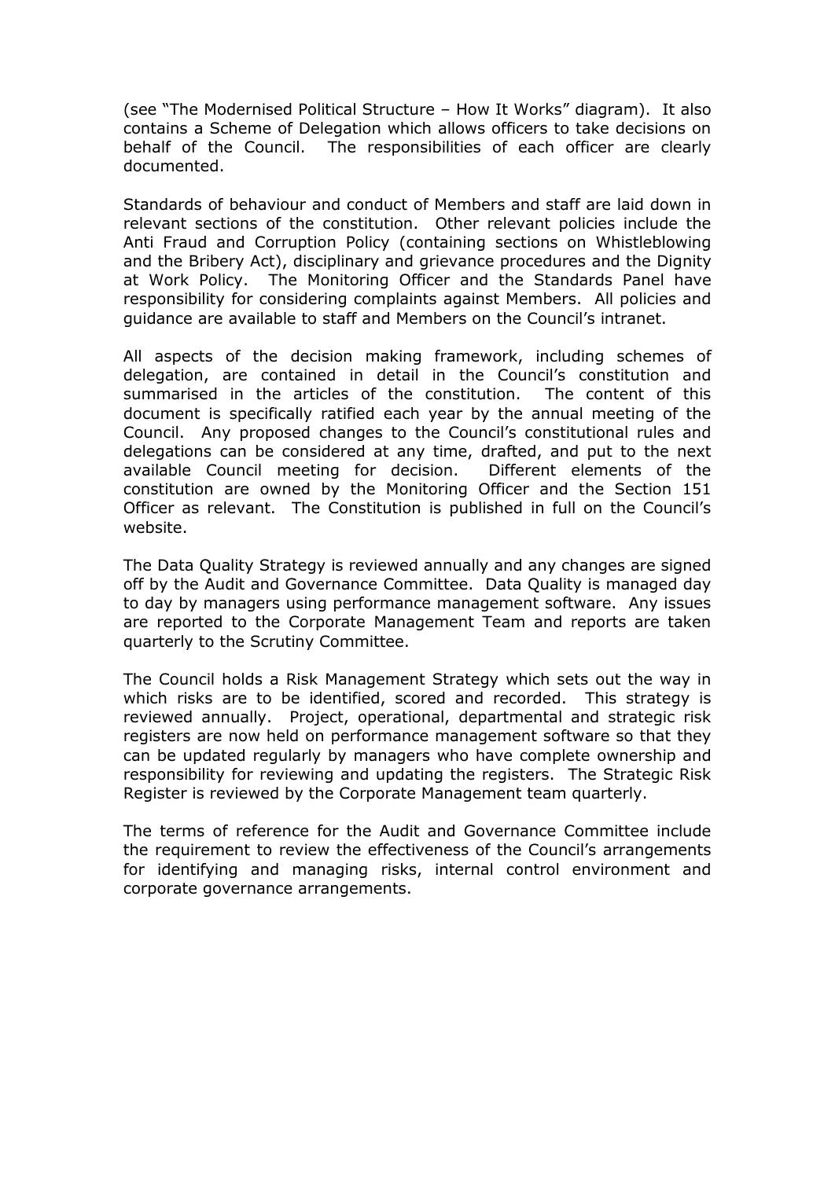(see "The Modernised Political Structure – How It Works" diagram). It also contains a Scheme of Delegation which allows officers to take decisions on behalf of the Council. The responsibilities of each officer are clearly documented.

Standards of behaviour and conduct of Members and staff are laid down in relevant sections of the constitution. Other relevant policies include the Anti Fraud and Corruption Policy (containing sections on Whistleblowing and the Bribery Act), disciplinary and grievance procedures and the Dignity at Work Policy. The Monitoring Officer and the Standards Panel have responsibility for considering complaints against Members. All policies and guidance are available to staff and Members on the Council's intranet.

All aspects of the decision making framework, including schemes of delegation, are contained in detail in the Council's constitution and summarised in the articles of the constitution. The content of this document is specifically ratified each year by the annual meeting of the Council. Any proposed changes to the Council's constitutional rules and delegations can be considered at any time, drafted, and put to the next available Council meeting for decision. Different elements of the constitution are owned by the Monitoring Officer and the Section 151 Officer as relevant. The Constitution is published in full on the Council's website.

The Data Quality Strategy is reviewed annually and any changes are signed off by the Audit and Governance Committee. Data Quality is managed day to day by managers using performance management software. Any issues are reported to the Corporate Management Team and reports are taken quarterly to the Scrutiny Committee.

The Council holds a Risk Management Strategy which sets out the way in which risks are to be identified, scored and recorded. This strategy is reviewed annually. Project, operational, departmental and strategic risk registers are now held on performance management software so that they can be updated regularly by managers who have complete ownership and responsibility for reviewing and updating the registers. The Strategic Risk Register is reviewed by the Corporate Management team quarterly.

The terms of reference for the Audit and Governance Committee include the requirement to review the effectiveness of the Council's arrangements for identifying and managing risks, internal control environment and corporate governance arrangements.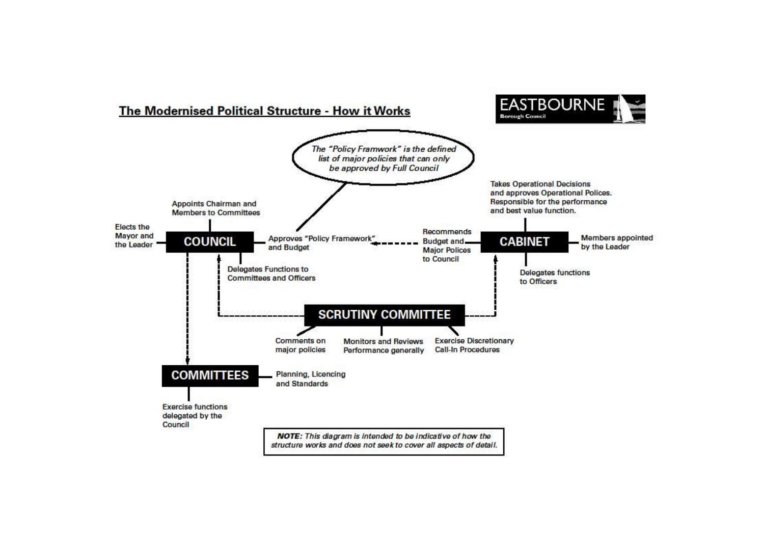## The Modernised Political Structure - How it Works

EASTBOURNE Borough Council

*The "Policy Framwork" is the defined list of major policies that can only be approved by Full Council*

**COUNCIL**

- Elects the Mayor and the Leader
- Appoints Chairman and Members to Committees
- Approves "Policy Framework" and Budget
- Delegates Functions to Committees and Officers

**CABINET**

- Takes Operational Decisions and approves Operational Polices. Responsible for the performance and best value function.
- Members appointed by the Leader
- Recommends Budget and Major Polices to Council
- Delegates functions to Officers

**SCRUTINY COMMITTEE**

- Comments on major policies
- Monitors and Reviews Performance generally
- Exercise Discretionary Call-In Procedures

**COMMITTEES**

- Planning, Licencing and Standards
- Exercise functions delegated by the Council

***NOTE:*** *This diagram is intended to be indicative of how the structure works and does not seek to cover all aspects of detail.*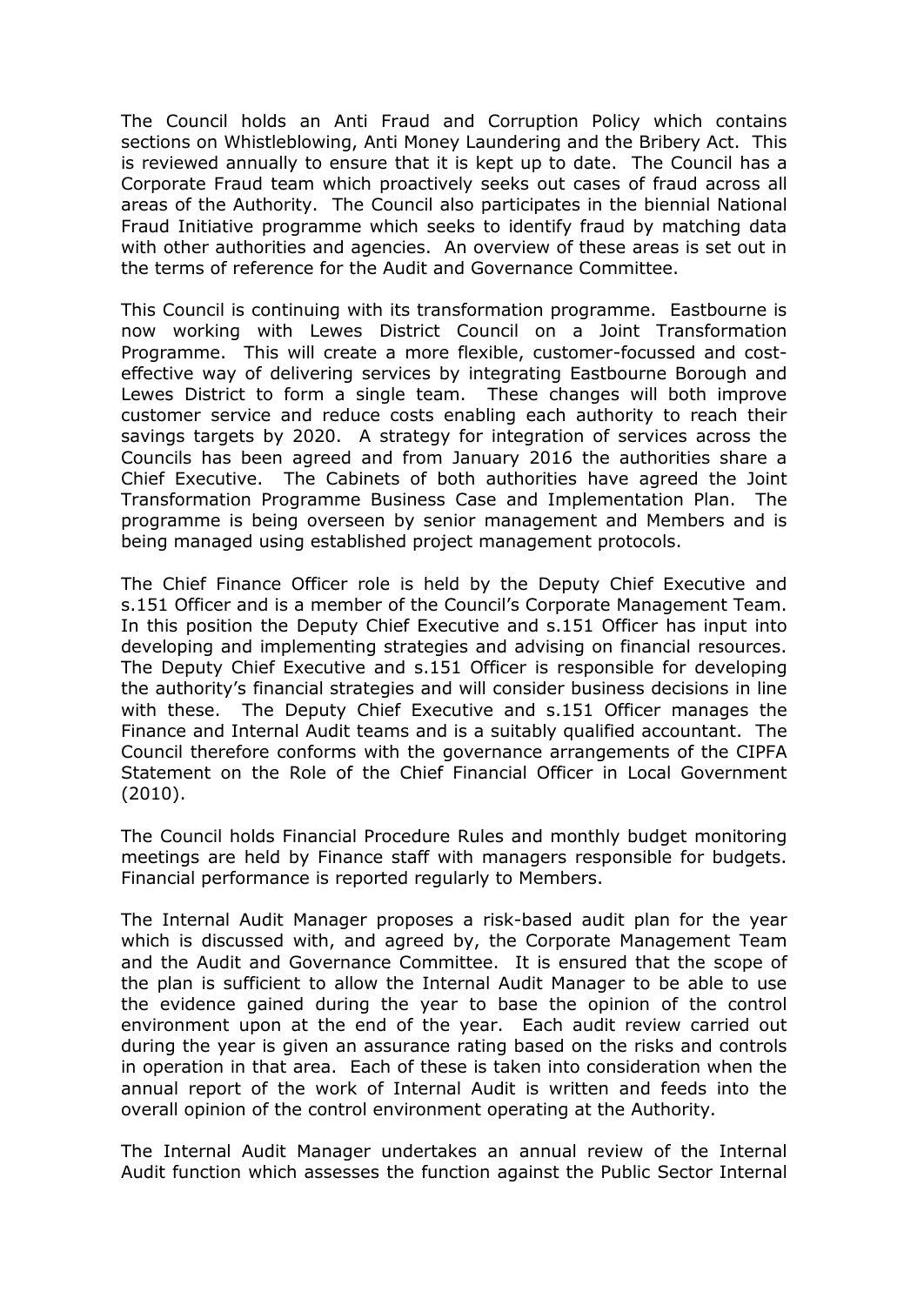The Council holds an Anti Fraud and Corruption Policy which contains sections on Whistleblowing, Anti Money Laundering and the Bribery Act. This is reviewed annually to ensure that it is kept up to date. The Council has a Corporate Fraud team which proactively seeks out cases of fraud across all areas of the Authority. The Council also participates in the biennial National Fraud Initiative programme which seeks to identify fraud by matching data with other authorities and agencies. An overview of these areas is set out in the terms of reference for the Audit and Governance Committee.

This Council is continuing with its transformation programme. Eastbourne is now working with Lewes District Council on a Joint Transformation Programme. This will create a more flexible, customer-focussed and cost-effective way of delivering services by integrating Eastbourne Borough and Lewes District to form a single team. These changes will both improve customer service and reduce costs enabling each authority to reach their savings targets by 2020. A strategy for integration of services across the Councils has been agreed and from January 2016 the authorities share a Chief Executive. The Cabinets of both authorities have agreed the Joint Transformation Programme Business Case and Implementation Plan. The programme is being overseen by senior management and Members and is being managed using established project management protocols.

The Chief Finance Officer role is held by the Deputy Chief Executive and s.151 Officer and is a member of the Council's Corporate Management Team. In this position the Deputy Chief Executive and s.151 Officer has input into developing and implementing strategies and advising on financial resources. The Deputy Chief Executive and s.151 Officer is responsible for developing the authority's financial strategies and will consider business decisions in line with these. The Deputy Chief Executive and s.151 Officer manages the Finance and Internal Audit teams and is a suitably qualified accountant. The Council therefore conforms with the governance arrangements of the CIPFA Statement on the Role of the Chief Financial Officer in Local Government (2010).

The Council holds Financial Procedure Rules and monthly budget monitoring meetings are held by Finance staff with managers responsible for budgets. Financial performance is reported regularly to Members.

The Internal Audit Manager proposes a risk-based audit plan for the year which is discussed with, and agreed by, the Corporate Management Team and the Audit and Governance Committee. It is ensured that the scope of the plan is sufficient to allow the Internal Audit Manager to be able to use the evidence gained during the year to base the opinion of the control environment upon at the end of the year. Each audit review carried out during the year is given an assurance rating based on the risks and controls in operation in that area. Each of these is taken into consideration when the annual report of the work of Internal Audit is written and feeds into the overall opinion of the control environment operating at the Authority.

The Internal Audit Manager undertakes an annual review of the Internal Audit function which assesses the function against the Public Sector Internal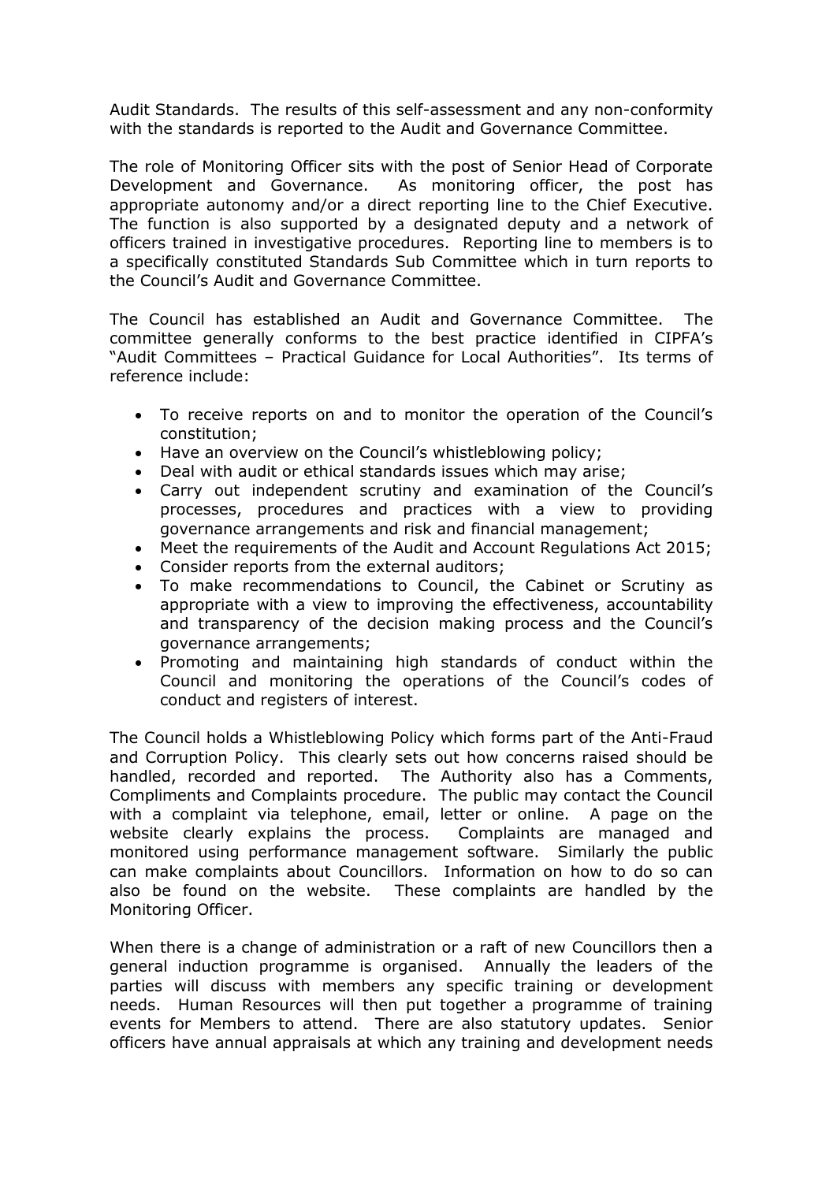Audit Standards. The results of this self-assessment and any non-conformity with the standards is reported to the Audit and Governance Committee.

The role of Monitoring Officer sits with the post of Senior Head of Corporate Development and Governance. As monitoring officer, the post has appropriate autonomy and/or a direct reporting line to the Chief Executive. The function is also supported by a designated deputy and a network of officers trained in investigative procedures. Reporting line to members is to a specifically constituted Standards Sub Committee which in turn reports to the Council's Audit and Governance Committee.

The Council has established an Audit and Governance Committee. The committee generally conforms to the best practice identified in CIPFA's "Audit Committees – Practical Guidance for Local Authorities". Its terms of reference include:

- To receive reports on and to monitor the operation of the Council's constitution;
- Have an overview on the Council's whistleblowing policy;
- Deal with audit or ethical standards issues which may arise;
- Carry out independent scrutiny and examination of the Council's processes, procedures and practices with a view to providing governance arrangements and risk and financial management;
- Meet the requirements of the Audit and Account Regulations Act 2015;
- Consider reports from the external auditors;
- To make recommendations to Council, the Cabinet or Scrutiny as appropriate with a view to improving the effectiveness, accountability and transparency of the decision making process and the Council's governance arrangements;
- Promoting and maintaining high standards of conduct within the Council and monitoring the operations of the Council's codes of conduct and registers of interest.

The Council holds a Whistleblowing Policy which forms part of the Anti-Fraud and Corruption Policy. This clearly sets out how concerns raised should be handled, recorded and reported. The Authority also has a Comments, Compliments and Complaints procedure. The public may contact the Council with a complaint via telephone, email, letter or online. A page on the website clearly explains the process. Complaints are managed and monitored using performance management software. Similarly the public can make complaints about Councillors. Information on how to do so can also be found on the website. These complaints are handled by the Monitoring Officer.

When there is a change of administration or a raft of new Councillors then a general induction programme is organised. Annually the leaders of the parties will discuss with members any specific training or development needs. Human Resources will then put together a programme of training events for Members to attend. There are also statutory updates. Senior officers have annual appraisals at which any training and development needs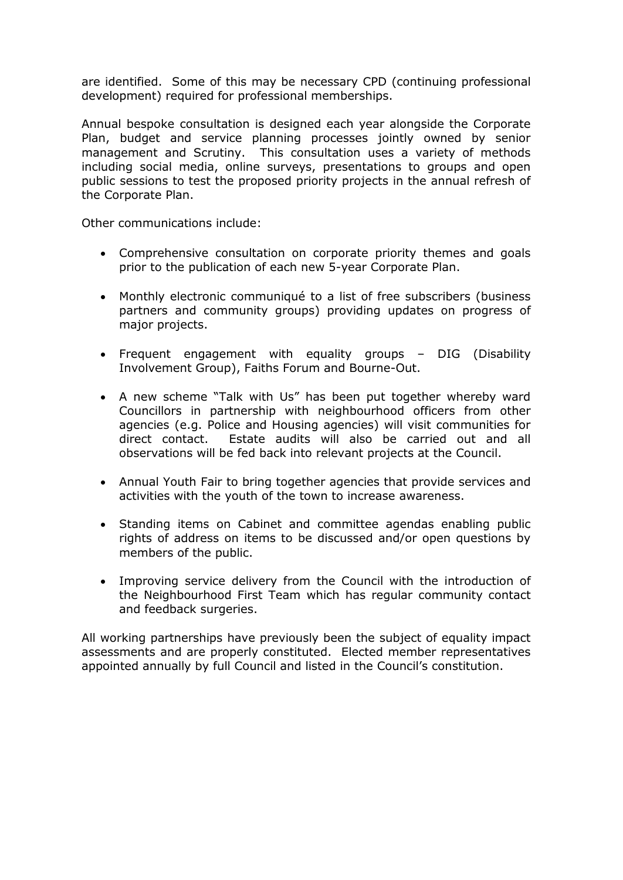are identified. Some of this may be necessary CPD (continuing professional development) required for professional memberships.

Annual bespoke consultation is designed each year alongside the Corporate Plan, budget and service planning processes jointly owned by senior management and Scrutiny. This consultation uses a variety of methods including social media, online surveys, presentations to groups and open public sessions to test the proposed priority projects in the annual refresh of the Corporate Plan.

Other communications include:

- Comprehensive consultation on corporate priority themes and goals prior to the publication of each new 5-year Corporate Plan.

- Monthly electronic communiqué to a list of free subscribers (business partners and community groups) providing updates on progress of major projects.

- Frequent engagement with equality groups – DIG (Disability Involvement Group), Faiths Forum and Bourne-Out.

- A new scheme "Talk with Us" has been put together whereby ward Councillors in partnership with neighbourhood officers from other agencies (e.g. Police and Housing agencies) will visit communities for direct contact. Estate audits will also be carried out and all observations will be fed back into relevant projects at the Council.

- Annual Youth Fair to bring together agencies that provide services and activities with the youth of the town to increase awareness.

- Standing items on Cabinet and committee agendas enabling public rights of address on items to be discussed and/or open questions by members of the public.

- Improving service delivery from the Council with the introduction of the Neighbourhood First Team which has regular community contact and feedback surgeries.

All working partnerships have previously been the subject of equality impact assessments and are properly constituted. Elected member representatives appointed annually by full Council and listed in the Council's constitution.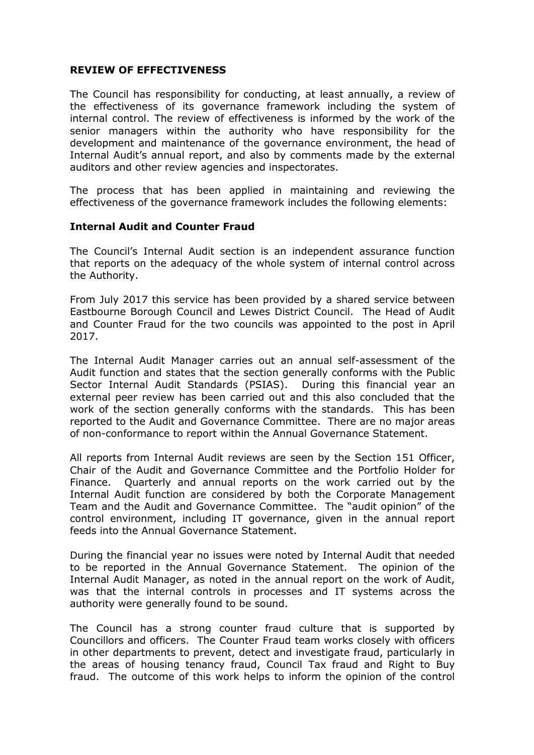**REVIEW OF EFFECTIVENESS**

The Council has responsibility for conducting, at least annually, a review of the effectiveness of its governance framework including the system of internal control. The review of effectiveness is informed by the work of the senior managers within the authority who have responsibility for the development and maintenance of the governance environment, the head of Internal Audit's annual report, and also by comments made by the external auditors and other review agencies and inspectorates.

The process that has been applied in maintaining and reviewing the effectiveness of the governance framework includes the following elements:

**Internal Audit and Counter Fraud**

The Council's Internal Audit section is an independent assurance function that reports on the adequacy of the whole system of internal control across the Authority.

From July 2017 this service has been provided by a shared service between Eastbourne Borough Council and Lewes District Council. The Head of Audit and Counter Fraud for the two councils was appointed to the post in April 2017.

The Internal Audit Manager carries out an annual self-assessment of the Audit function and states that the section generally conforms with the Public Sector Internal Audit Standards (PSIAS). During this financial year an external peer review has been carried out and this also concluded that the work of the section generally conforms with the standards. This has been reported to the Audit and Governance Committee. There are no major areas of non-conformance to report within the Annual Governance Statement.

All reports from Internal Audit reviews are seen by the Section 151 Officer, Chair of the Audit and Governance Committee and the Portfolio Holder for Finance. Quarterly and annual reports on the work carried out by the Internal Audit function are considered by both the Corporate Management Team and the Audit and Governance Committee. The "audit opinion" of the control environment, including IT governance, given in the annual report feeds into the Annual Governance Statement.

During the financial year no issues were noted by Internal Audit that needed to be reported in the Annual Governance Statement. The opinion of the Internal Audit Manager, as noted in the annual report on the work of Audit, was that the internal controls in processes and IT systems across the authority were generally found to be sound.

The Council has a strong counter fraud culture that is supported by Councillors and officers. The Counter Fraud team works closely with officers in other departments to prevent, detect and investigate fraud, particularly in the areas of housing tenancy fraud, Council Tax fraud and Right to Buy fraud. The outcome of this work helps to inform the opinion of the control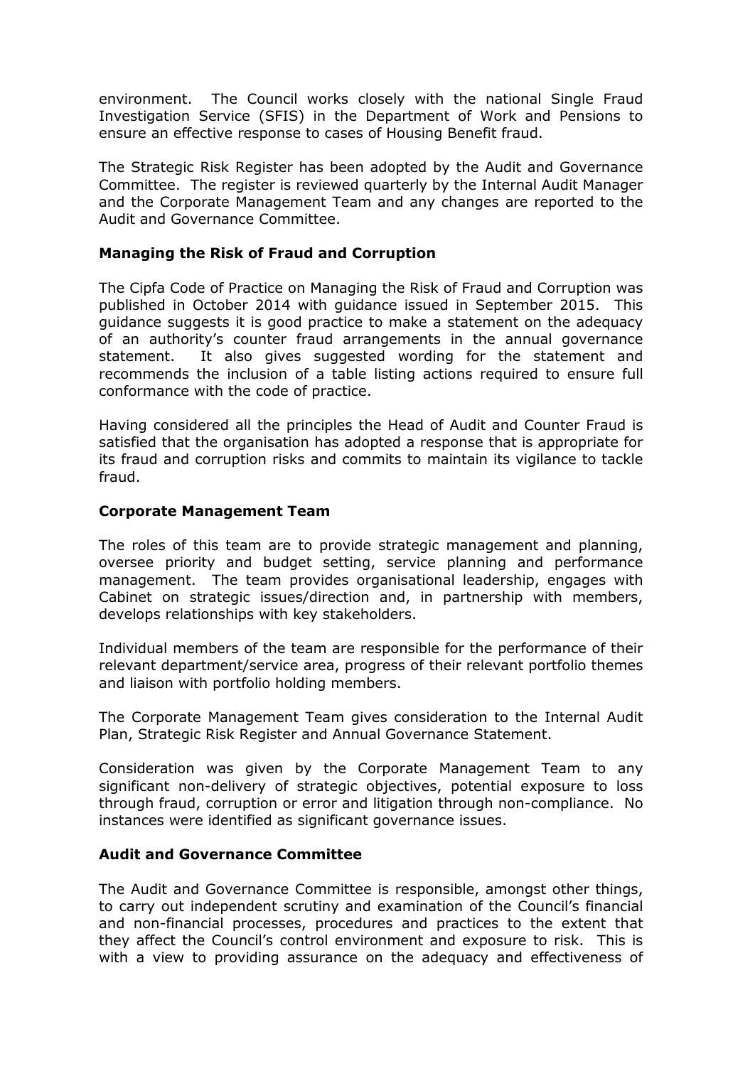environment. The Council works closely with the national Single Fraud Investigation Service (SFIS) in the Department of Work and Pensions to ensure an effective response to cases of Housing Benefit fraud.

The Strategic Risk Register has been adopted by the Audit and Governance Committee. The register is reviewed quarterly by the Internal Audit Manager and the Corporate Management Team and any changes are reported to the Audit and Governance Committee.

**Managing the Risk of Fraud and Corruption**

The Cipfa Code of Practice on Managing the Risk of Fraud and Corruption was published in October 2014 with guidance issued in September 2015. This guidance suggests it is good practice to make a statement on the adequacy of an authority's counter fraud arrangements in the annual governance statement. It also gives suggested wording for the statement and recommends the inclusion of a table listing actions required to ensure full conformance with the code of practice.

Having considered all the principles the Head of Audit and Counter Fraud is satisfied that the organisation has adopted a response that is appropriate for its fraud and corruption risks and commits to maintain its vigilance to tackle fraud.

**Corporate Management Team**

The roles of this team are to provide strategic management and planning, oversee priority and budget setting, service planning and performance management. The team provides organisational leadership, engages with Cabinet on strategic issues/direction and, in partnership with members, develops relationships with key stakeholders.

Individual members of the team are responsible for the performance of their relevant department/service area, progress of their relevant portfolio themes and liaison with portfolio holding members.

The Corporate Management Team gives consideration to the Internal Audit Plan, Strategic Risk Register and Annual Governance Statement.

Consideration was given by the Corporate Management Team to any significant non-delivery of strategic objectives, potential exposure to loss through fraud, corruption or error and litigation through non-compliance. No instances were identified as significant governance issues.

**Audit and Governance Committee**

The Audit and Governance Committee is responsible, amongst other things, to carry out independent scrutiny and examination of the Council's financial and non-financial processes, procedures and practices to the extent that they affect the Council's control environment and exposure to risk. This is with a view to providing assurance on the adequacy and effectiveness of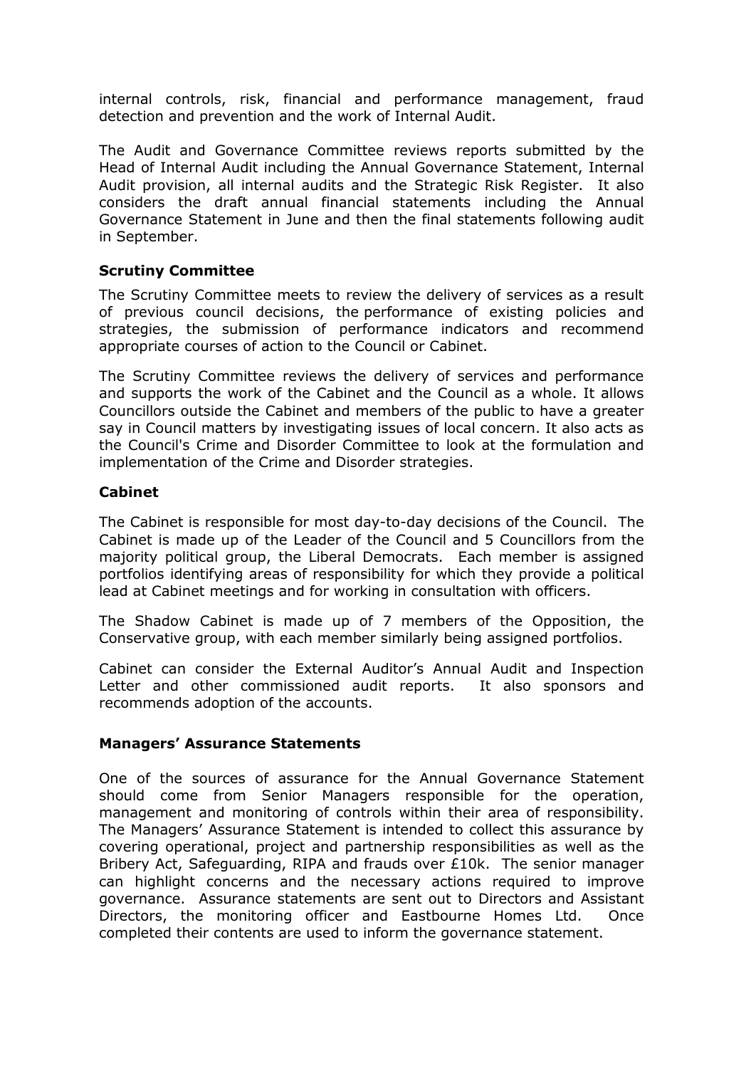internal controls, risk, financial and performance management, fraud detection and prevention and the work of Internal Audit.

The Audit and Governance Committee reviews reports submitted by the Head of Internal Audit including the Annual Governance Statement, Internal Audit provision, all internal audits and the Strategic Risk Register. It also considers the draft annual financial statements including the Annual Governance Statement in June and then the final statements following audit in September.

**Scrutiny Committee**

The Scrutiny Committee meets to review the delivery of services as a result of previous council decisions, the performance of existing policies and strategies, the submission of performance indicators and recommend appropriate courses of action to the Council or Cabinet.

The Scrutiny Committee reviews the delivery of services and performance and supports the work of the Cabinet and the Council as a whole. It allows Councillors outside the Cabinet and members of the public to have a greater say in Council matters by investigating issues of local concern. It also acts as the Council's Crime and Disorder Committee to look at the formulation and implementation of the Crime and Disorder strategies.

**Cabinet**

The Cabinet is responsible for most day-to-day decisions of the Council. The Cabinet is made up of the Leader of the Council and 5 Councillors from the majority political group, the Liberal Democrats. Each member is assigned portfolios identifying areas of responsibility for which they provide a political lead at Cabinet meetings and for working in consultation with officers.

The Shadow Cabinet is made up of 7 members of the Opposition, the Conservative group, with each member similarly being assigned portfolios.

Cabinet can consider the External Auditor's Annual Audit and Inspection Letter and other commissioned audit reports. It also sponsors and recommends adoption of the accounts.

**Managers' Assurance Statements**

One of the sources of assurance for the Annual Governance Statement should come from Senior Managers responsible for the operation, management and monitoring of controls within their area of responsibility. The Managers' Assurance Statement is intended to collect this assurance by covering operational, project and partnership responsibilities as well as the Bribery Act, Safeguarding, RIPA and frauds over £10k. The senior manager can highlight concerns and the necessary actions required to improve governance. Assurance statements are sent out to Directors and Assistant Directors, the monitoring officer and Eastbourne Homes Ltd. Once completed their contents are used to inform the governance statement.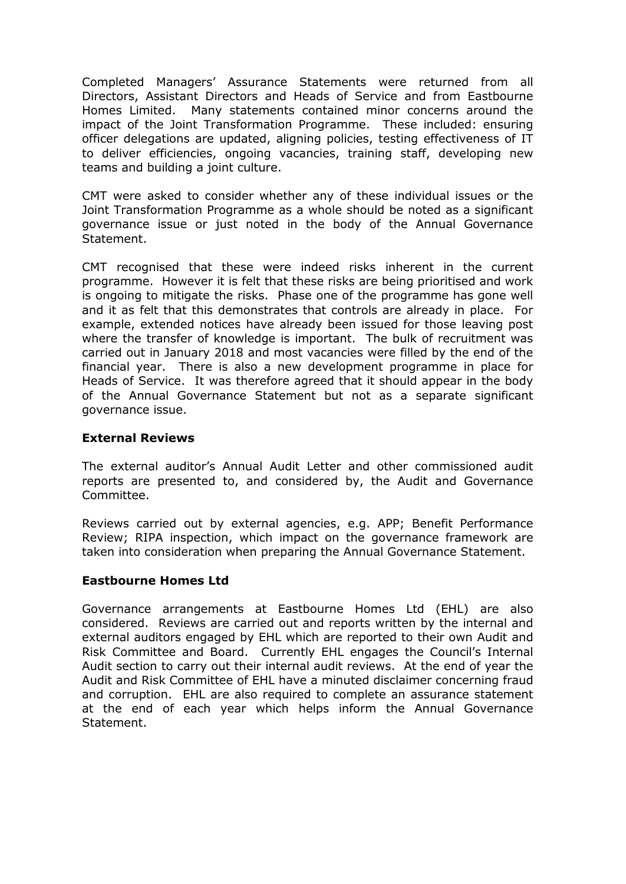Completed Managers' Assurance Statements were returned from all Directors, Assistant Directors and Heads of Service and from Eastbourne Homes Limited. Many statements contained minor concerns around the impact of the Joint Transformation Programme. These included: ensuring officer delegations are updated, aligning policies, testing effectiveness of IT to deliver efficiencies, ongoing vacancies, training staff, developing new teams and building a joint culture.

CMT were asked to consider whether any of these individual issues or the Joint Transformation Programme as a whole should be noted as a significant governance issue or just noted in the body of the Annual Governance Statement.

CMT recognised that these were indeed risks inherent in the current programme. However it is felt that these risks are being prioritised and work is ongoing to mitigate the risks. Phase one of the programme has gone well and it as felt that this demonstrates that controls are already in place. For example, extended notices have already been issued for those leaving post where the transfer of knowledge is important. The bulk of recruitment was carried out in January 2018 and most vacancies were filled by the end of the financial year. There is also a new development programme in place for Heads of Service. It was therefore agreed that it should appear in the body of the Annual Governance Statement but not as a separate significant governance issue.

**External Reviews**

The external auditor's Annual Audit Letter and other commissioned audit reports are presented to, and considered by, the Audit and Governance Committee.

Reviews carried out by external agencies, e.g. APP; Benefit Performance Review; RIPA inspection, which impact on the governance framework are taken into consideration when preparing the Annual Governance Statement.

**Eastbourne Homes Ltd**

Governance arrangements at Eastbourne Homes Ltd (EHL) are also considered. Reviews are carried out and reports written by the internal and external auditors engaged by EHL which are reported to their own Audit and Risk Committee and Board. Currently EHL engages the Council's Internal Audit section to carry out their internal audit reviews. At the end of year the Audit and Risk Committee of EHL have a minuted disclaimer concerning fraud and corruption. EHL are also required to complete an assurance statement at the end of each year which helps inform the Annual Governance Statement.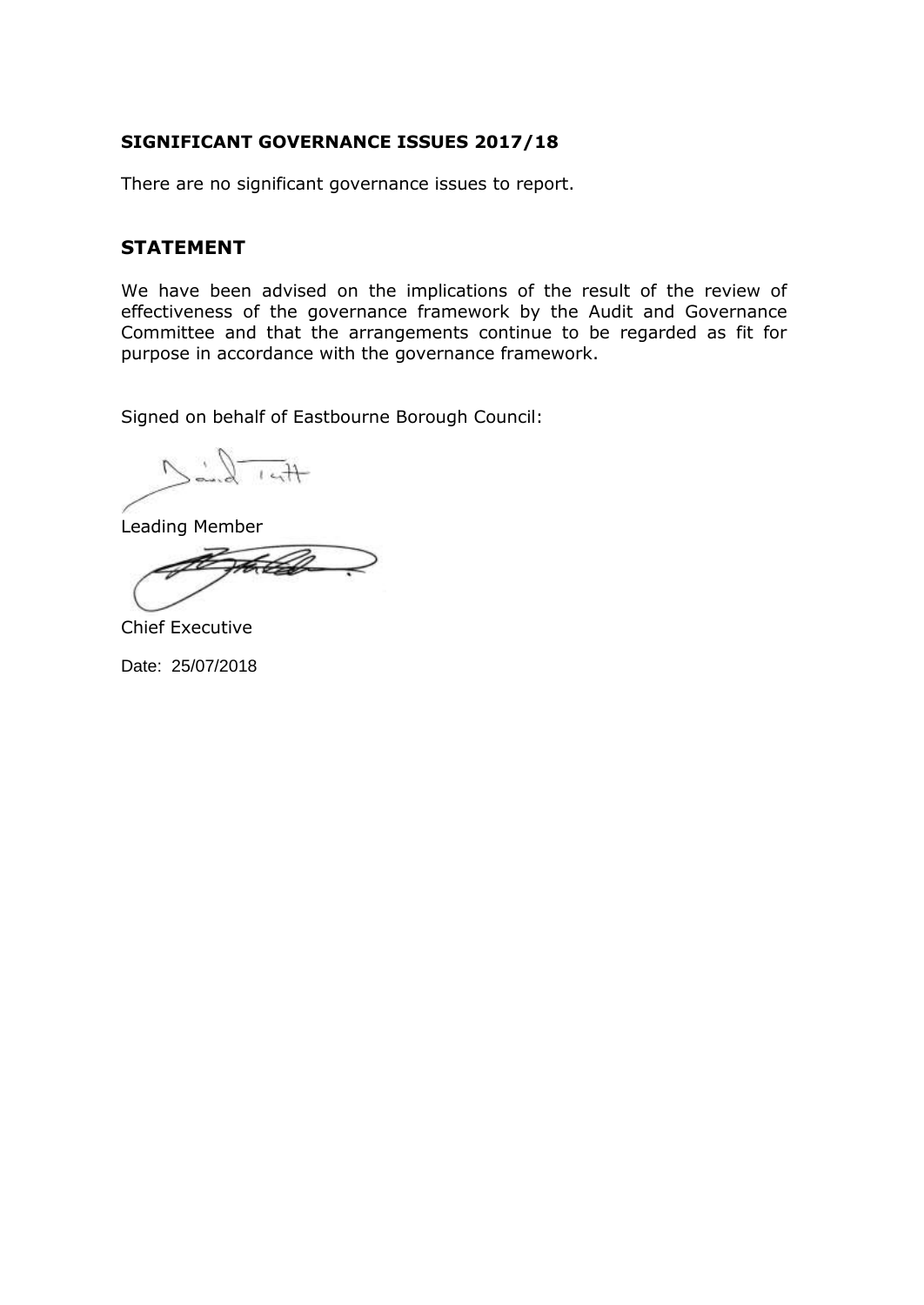**SIGNIFICANT GOVERNANCE ISSUES 2017/18**

There are no significant governance issues to report.

## STATEMENT

We have been advised on the implications of the result of the review of effectiveness of the governance framework by the Audit and Governance Committee and that the arrangements continue to be regarded as fit for purpose in accordance with the governance framework.

Signed on behalf of Eastbourne Borough Council:

Leading Member

Chief Executive

Date: 25/07/2018